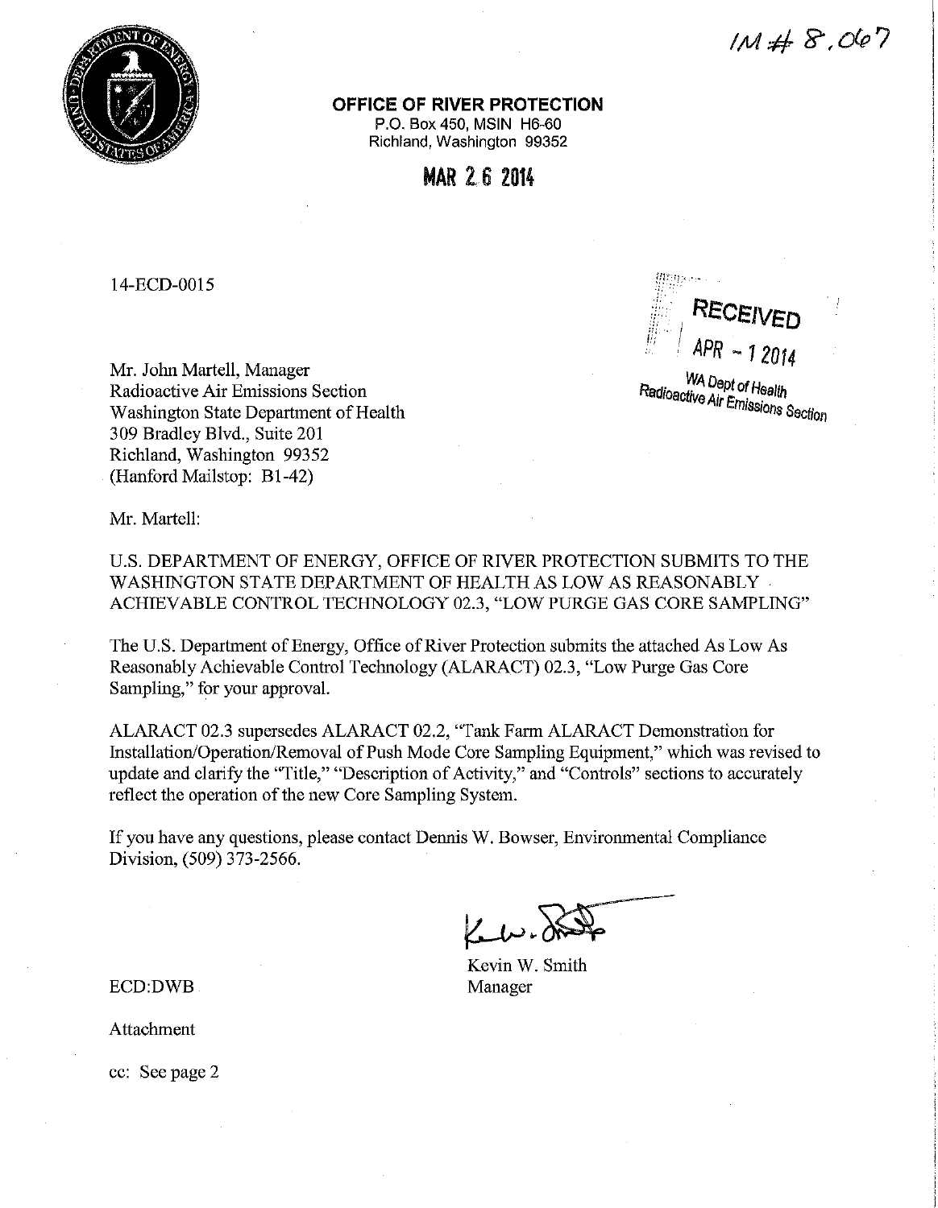IM # 8,067

**OFFICE OF RIVER PROTECTION**
P.O. Box 450, MSIN H6-60
Richland, Washington 99352

**MAR 26 2014**

14-ECD-0015

RECEIVED
APR - 1 2014
WA Dept of Health
Radioactive Air Emissions Section

Mr. John Martell, Manager
Radioactive Air Emissions Section
Washington State Department of Health
309 Bradley Blvd., Suite 201
Richland, Washington 99352
(Hanford Mailstop: B1-42)

Mr. Martell:

U.S. DEPARTMENT OF ENERGY, OFFICE OF RIVER PROTECTION SUBMITS TO THE WASHINGTON STATE DEPARTMENT OF HEALTH AS LOW AS REASONABLY ACHIEVABLE CONTROL TECHNOLOGY 02.3, "LOW PURGE GAS CORE SAMPLING"

The U.S. Department of Energy, Office of River Protection submits the attached As Low As Reasonably Achievable Control Technology (ALARACT) 02.3, "Low Purge Gas Core Sampling," for your approval.

ALARACT 02.3 supersedes ALARACT 02.2, "Tank Farm ALARACT Demonstration for Installation/Operation/Removal of Push Mode Core Sampling Equipment," which was revised to update and clarify the "Title," "Description of Activity," and "Controls" sections to accurately reflect the operation of the new Core Sampling System.

If you have any questions, please contact Dennis W. Bowser, Environmental Compliance Division, (509) 373-2566.

Kevin W. Smith
Manager

ECD:DWB

Attachment

cc: See page 2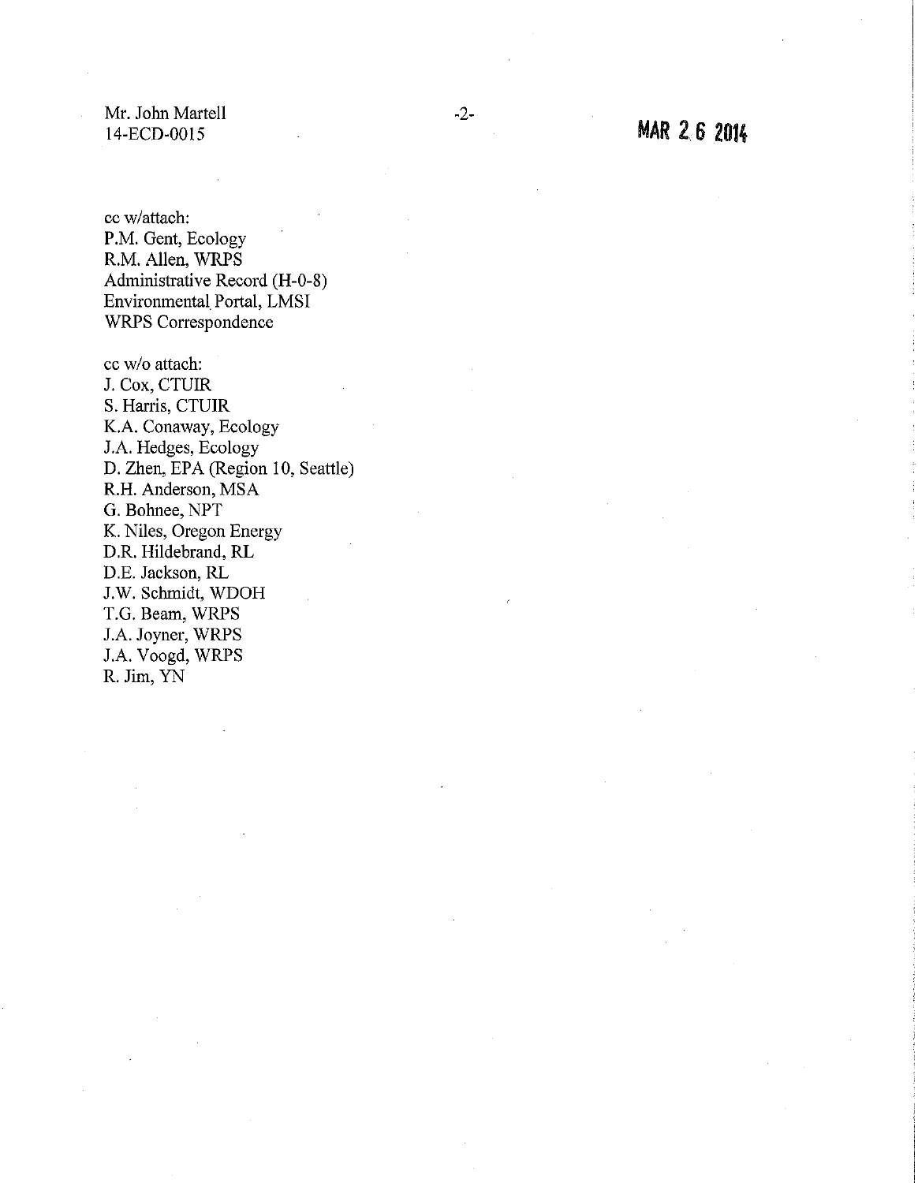Mr. John Martell
14-ECD-0015

MAR 2 6 2014

cc w/attach:
P.M. Gent, Ecology
R.M. Allen, WRPS
Administrative Record (H-0-8)
Environmental Portal, LMSI
WRPS Correspondence

cc w/o attach:
J. Cox, CTUIR
S. Harris, CTUIR
K.A. Conaway, Ecology
J.A. Hedges, Ecology
D. Zhen, EPA (Region 10, Seattle)
R.H. Anderson, MSA
G. Bohnee, NPT
K. Niles, Oregon Energy
D.R. Hildebrand, RL
D.E. Jackson, RL
J.W. Schmidt, WDOH
T.G. Beam, WRPS
J.A. Joyner, WRPS
J.A. Voogd, WRPS
R. Jim, YN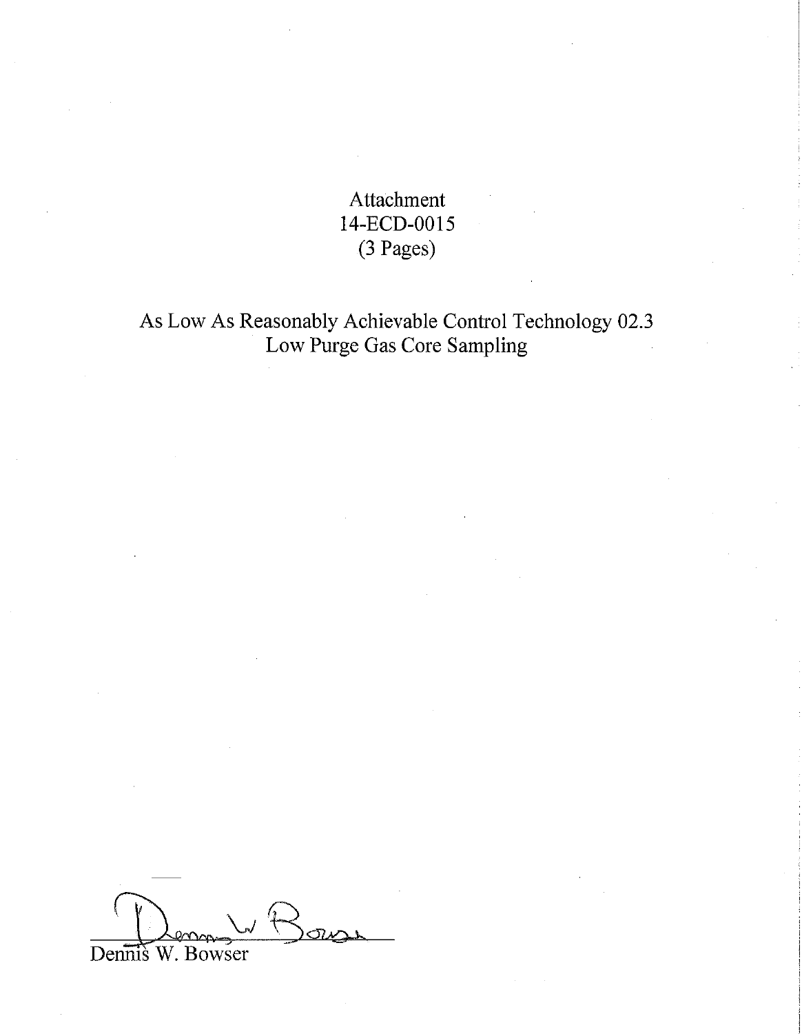Attachment
14-ECD-0015
(3 Pages)

As Low As Reasonably Achievable Control Technology 02.3
Low Purge Gas Core Sampling

Dennis W. Bowser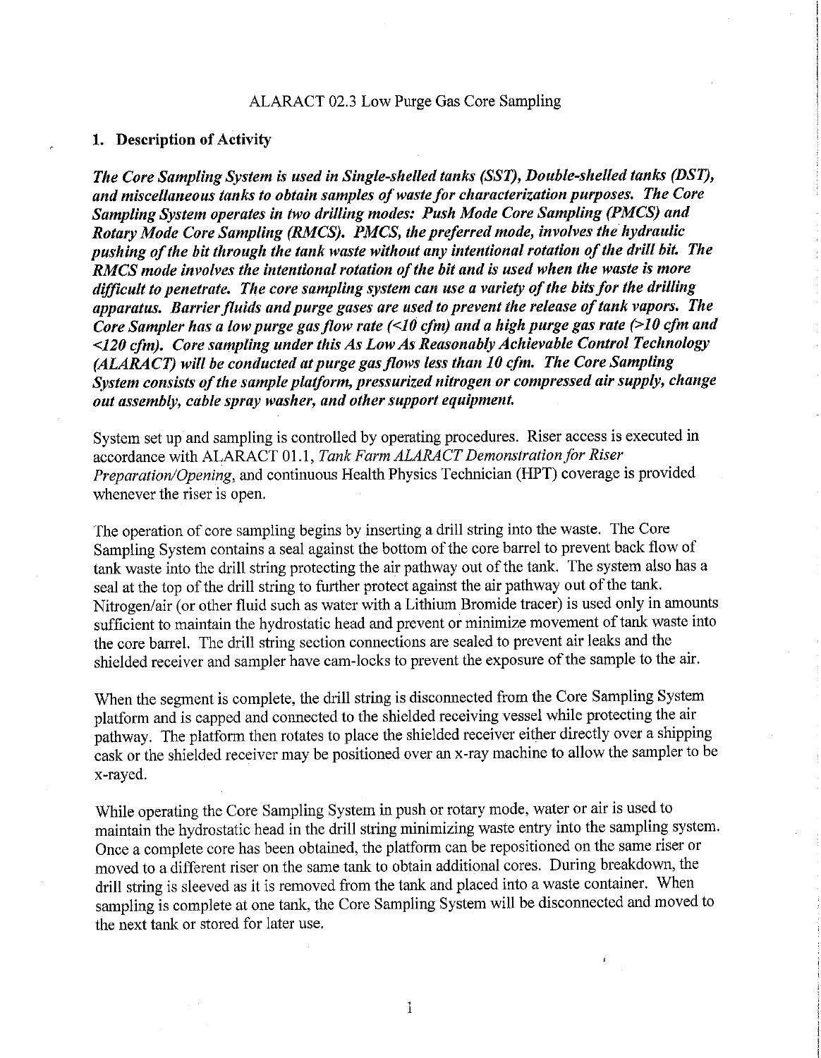ALARACT 02.3 Low Purge Gas Core Sampling

## 1. Description of Activity

***The Core Sampling System is used in Single-shelled tanks (SST), Double-shelled tanks (DST), and miscellaneous tanks to obtain samples of waste for characterization purposes. The Core Sampling System operates in two drilling modes: Push Mode Core Sampling (PMCS) and Rotary Mode Core Sampling (RMCS). PMCS, the preferred mode, involves the hydraulic pushing of the bit through the tank waste without any intentional rotation of the drill bit. The RMCS mode involves the intentional rotation of the bit and is used when the waste is more difficult to penetrate. The core sampling system can use a variety of the bits for the drilling apparatus. Barrier fluids and purge gases are used to prevent the release of tank vapors. The Core Sampler has a low purge gas flow rate (<10 cfm) and a high purge gas rate (>10 cfm and <120 cfm). Core sampling under this As Low As Reasonably Achievable Control Technology (ALARACT) will be conducted at purge gas flows less than 10 cfm. The Core Sampling System consists of the sample platform, pressurized nitrogen or compressed air supply, change out assembly, cable spray washer, and other support equipment.***

System set up and sampling is controlled by operating procedures. Riser access is executed in accordance with ALARACT 01.1, *Tank Farm ALARACT Demonstration for Riser Preparation/Opening*, and continuous Health Physics Technician (HPT) coverage is provided whenever the riser is open.

The operation of core sampling begins by inserting a drill string into the waste. The Core Sampling System contains a seal against the bottom of the core barrel to prevent back flow of tank waste into the drill string protecting the air pathway out of the tank. The system also has a seal at the top of the drill string to further protect against the air pathway out of the tank. Nitrogen/air (or other fluid such as water with a Lithium Bromide tracer) is used only in amounts sufficient to maintain the hydrostatic head and prevent or minimize movement of tank waste into the core barrel. The drill string section connections are sealed to prevent air leaks and the shielded receiver and sampler have cam-locks to prevent the exposure of the sample to the air.

When the segment is complete, the drill string is disconnected from the Core Sampling System platform and is capped and connected to the shielded receiving vessel while protecting the air pathway. The platform then rotates to place the shielded receiver either directly over a shipping cask or the shielded receiver may be positioned over an x-ray machine to allow the sampler to be x-rayed.

While operating the Core Sampling System in push or rotary mode, water or air is used to maintain the hydrostatic head in the drill string minimizing waste entry into the sampling system. Once a complete core has been obtained, the platform can be repositioned on the same riser or moved to a different riser on the same tank to obtain additional cores. During breakdown, the drill string is sleeved as it is removed from the tank and placed into a waste container. When sampling is complete at one tank, the Core Sampling System will be disconnected and moved to the next tank or stored for later use.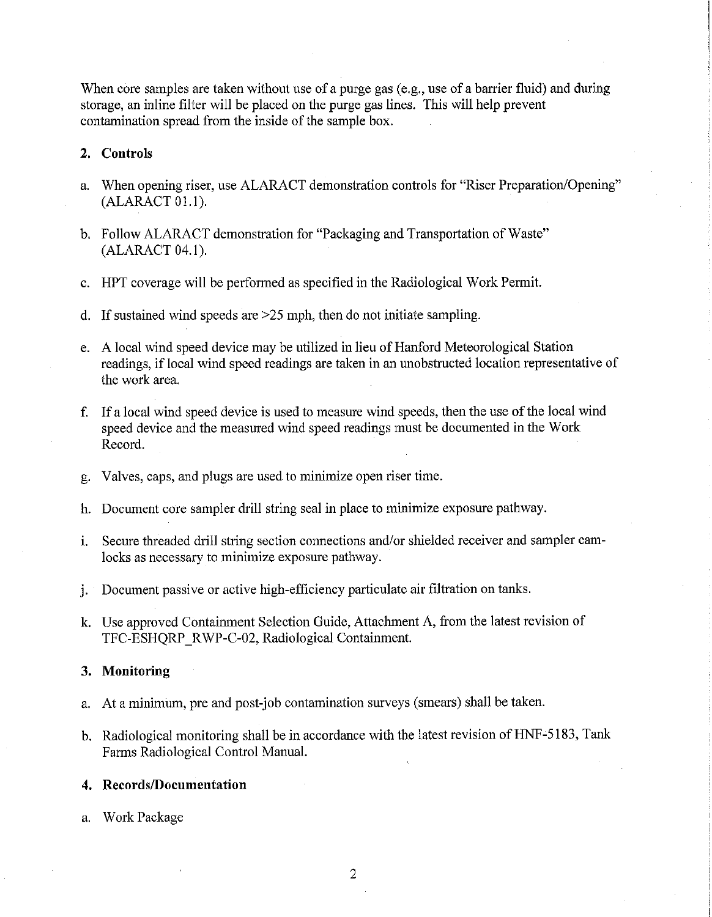When core samples are taken without use of a purge gas (e.g., use of a barrier fluid) and during storage, an inline filter will be placed on the purge gas lines. This will help prevent contamination spread from the inside of the sample box.

## 2. Controls

a. When opening riser, use ALARACT demonstration controls for "Riser Preparation/Opening" (ALARACT 01.1).

b. Follow ALARACT demonstration for "Packaging and Transportation of Waste" (ALARACT 04.1).

c. HPT coverage will be performed as specified in the Radiological Work Permit.

d. If sustained wind speeds are >25 mph, then do not initiate sampling.

e. A local wind speed device may be utilized in lieu of Hanford Meteorological Station readings, if local wind speed readings are taken in an unobstructed location representative of the work area.

f. If a local wind speed device is used to measure wind speeds, then the use of the local wind speed device and the measured wind speed readings must be documented in the Work Record.

g. Valves, caps, and plugs are used to minimize open riser time.

h. Document core sampler drill string seal in place to minimize exposure pathway.

i. Secure threaded drill string section connections and/or shielded receiver and sampler cam-locks as necessary to minimize exposure pathway.

j. Document passive or active high-efficiency particulate air filtration on tanks.

k. Use approved Containment Selection Guide, Attachment A, from the latest revision of TFC-ESHQRP_RWP-C-02, Radiological Containment.

## 3. Monitoring

a. At a minimum, pre and post-job contamination surveys (smears) shall be taken.

b. Radiological monitoring shall be in accordance with the latest revision of HNF-5183, Tank Farms Radiological Control Manual.

## 4. Records/Documentation

a. Work Package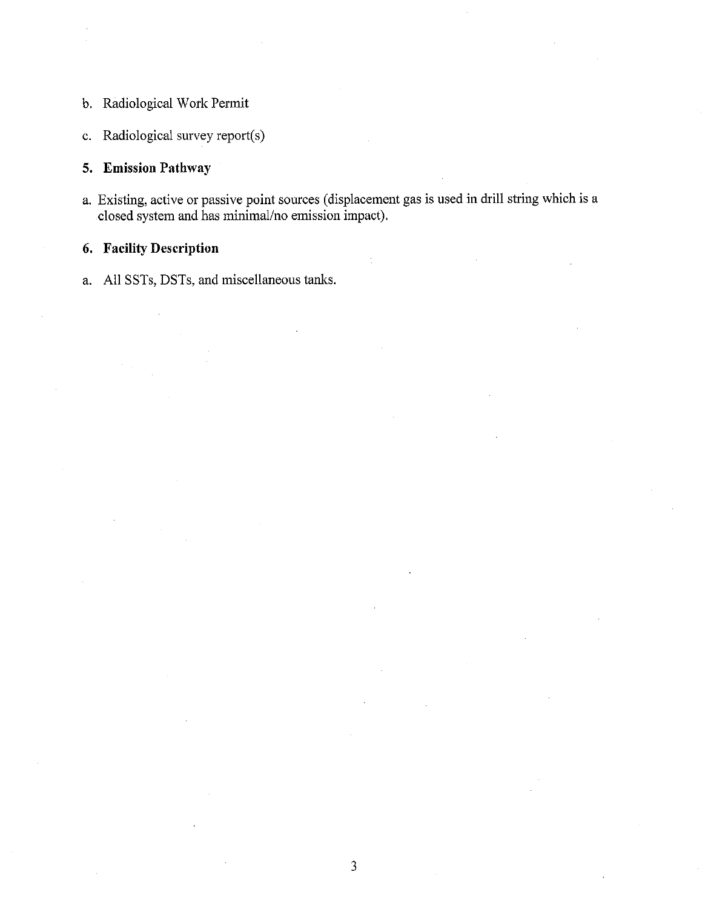b. Radiological Work Permit

c. Radiological survey report(s)

**5. Emission Pathway**

a. Existing, active or passive point sources (displacement gas is used in drill string which is a closed system and has minimal/no emission impact).

**6. Facility Description**

a. All SSTs, DSTs, and miscellaneous tanks.